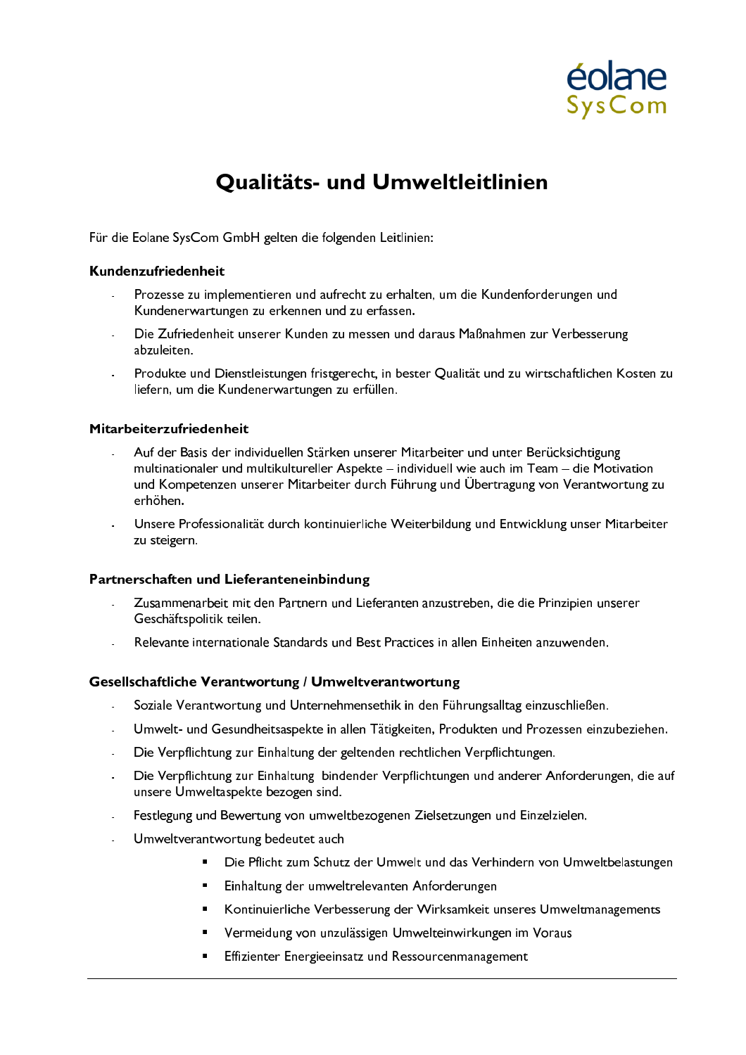# Qualitäts- und Umweltleitlinien

Für die Eolane SysCom GmbH gelten die folgenden Leitlinien:

### Kundenzufriedenheit

- Prozesse zu implementieren und aufrecht zu erhalten, um die Kundenforderungen und Kundenerwartungen zu erkennen und zu erfassen.
- Die Zufriedenheit unserer Kunden zu messen und daraus Maßnahmen zur Verbesserung abzuleiten.
- Produkte und Dienstleistungen fristgerecht, in bester Qualität und zu wirtschaftlichen Kosten zu liefern, um die Kundenerwartungen zu erfüllen.

### Mitarbeiterzufriedenheit

- Auf der Basis der individuellen Stärken unserer Mitarbeiter und unter Berücksichtigung multinationaler und multikultureller Aspekte – individuell wie auch im Team – die Motivation und Kompetenzen unserer Mitarbeiter durch Führung und Übertragung von Verantwortung zu erhöhen.
- Unsere Professionalität durch kontinuierliche Weiterbildung und Entwicklung unser Mitarbeiter zu steigern.

### Partnerschaften und Lieferanteneinbindung

- Zusammenarbeit mit den Partnern und Lieferanten anzustreben, die die Prinzipien unserer Geschäftspolitik teilen.
- Relevante internationale Standards und Best Practices in allen Einheiten anzuwenden.

### Gesellschaftliche Verantwortung / Umweltverantwortung

- Soziale Verantwortung und Unternehmensethik in den Führungsalltag einzuschließen.
- Umwelt- und Gesundheitsaspekte in allen Tätigkeiten, Produkten und Prozessen einzubeziehen.
- Die Verpflichtung zur Einhaltung der geltenden rechtlichen Verpflichtungen.
- Die Verpflichtung zur Einhaltung bindender Verpflichtungen und anderer Anforderungen, die auf unsere Umweltaspekte bezogen sind.
- Festlegung und Bewertung von umweltbezogenen Zielsetzungen und Einzelzielen.
- Umweltverantwortung bedeutet auch
  - Die Pflicht zum Schutz der Umwelt und das Verhindern von Umweltbelastungen
  - Einhaltung der umweltrelevanten Anforderungen
  - Kontinuierliche Verbesserung der Wirksamkeit unseres Umweltmanagements
  - Vermeidung von unzulässigen Umwelteinwirkungen im Voraus
  - Effizienter Energieeinsatz und Ressourcenmanagement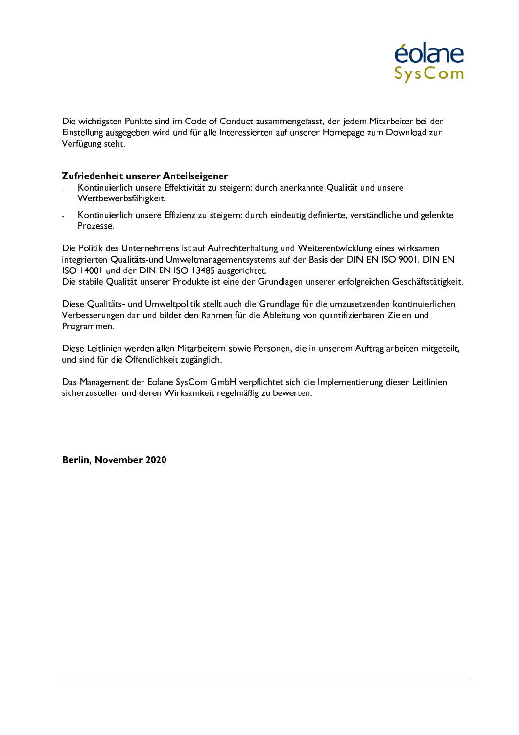Die wichtigsten Punkte sind im Code of Conduct zusammengefasst, der jedem Mitarbeiter bei der Einstellung ausgegeben wird und für alle Interessierten auf unserer Homepage zum Download zur Verfügung steht.

**Zufriedenheit unserer Anteilseigener**

- Kontinuierlich unsere Effektivität zu steigern: durch anerkannte Qualität und unsere Wettbewerbsfähigkeit.
- Kontinuierlich unsere Effizienz zu steigern: durch eindeutig definierte, verständliche und gelenkte Prozesse.

Die Politik des Unternehmens ist auf Aufrechterhaltung und Weiterentwicklung eines wirksamen integrierten Qualitäts-und Umweltmanagementsystems auf der Basis der DIN EN ISO 9001, DIN EN ISO 14001 und der DIN EN ISO 13485 ausgerichtet.
Die stabile Qualität unserer Produkte ist eine der Grundlagen unserer erfolgreichen Geschäftstätigkeit.

Diese Qualitäts- und Umweltpolitik stellt auch die Grundlage für die umzusetzenden kontinuierlichen Verbesserungen dar und bildet den Rahmen für die Ableitung von quantifizierbaren Zielen und Programmen.

Diese Leitlinien werden allen Mitarbeitern sowie Personen, die in unserem Auftrag arbeiten mitgeteilt, und sind für die Öffentlichkeit zugänglich.

Das Management der Eolane SysCom GmbH verpflichtet sich die Implementierung dieser Leitlinien sicherzustellen und deren Wirksamkeit regelmäßig zu bewerten.

**Berlin, November 2020**